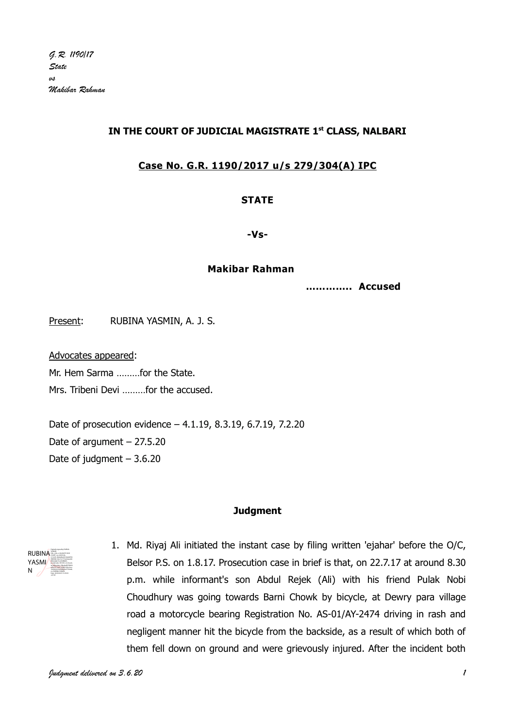*G.R. 1190/17*
*State*
*vs*
*Makibar Rahman*

**IN THE COURT OF JUDICIAL MAGISTRATE 1st CLASS, NALBARI**

**Case No. G.R. 1190/2017 u/s 279/304(A) IPC**

**STATE**

**-Vs-**

**Makibar Rahman**

**…………. Accused**

Present: RUBINA YASMIN, A. J. S.

Advocates appeared:

Mr. Hem Sarma ………for the State.

Mrs. Tribeni Devi ………for the accused.

Date of prosecution evidence – 4.1.19, 8.3.19, 6.7.19, 7.2.20

Date of argument – 27.5.20

Date of judgment – 3.6.20

**Judgment**

1. Md. Riyaj Ali initiated the instant case by filing written 'ejahar' before the O/C, Belsor P.S. on 1.8.17. Prosecution case in brief is that, on 22.7.17 at around 8.30 p.m. while informant's son Abdul Rejek (Ali) with his friend Pulak Nobi Choudhury was going towards Barni Chowk by bicycle, at Dewry para village road a motorcycle bearing Registration No. AS-01/AY-2474 driving in rash and negligent manner hit the bicycle from the backside, as a result of which both of them fell down on ground and were grievously injured. After the incident both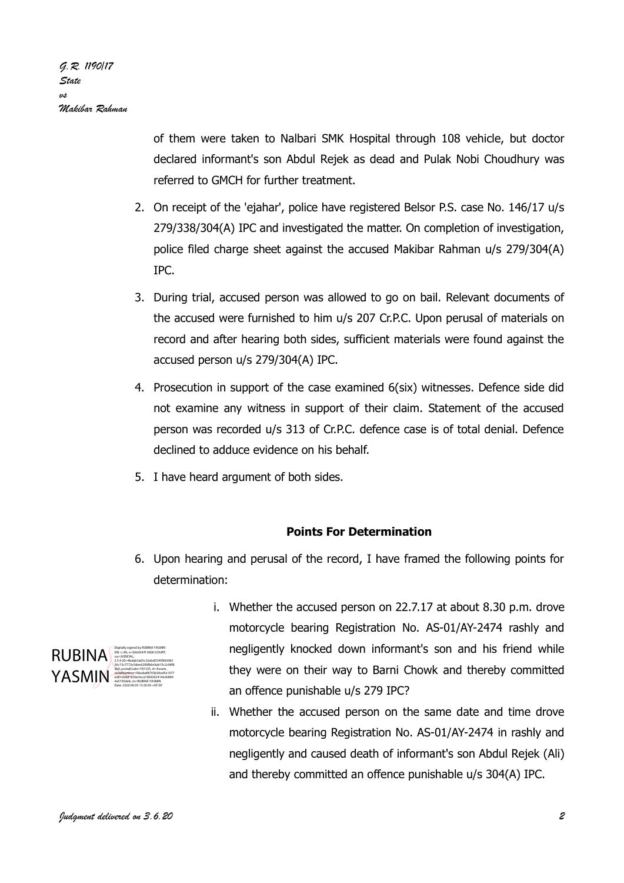of them were taken to Nalbari SMK Hospital through 108 vehicle, but doctor declared informant's son Abdul Rejek as dead and Pulak Nobi Choudhury was referred to GMCH for further treatment.

2. On receipt of the 'ejahar', police have registered Belsor P.S. case No. 146/17 u/s 279/338/304(A) IPC and investigated the matter. On completion of investigation, police filed charge sheet against the accused Makibar Rahman u/s 279/304(A) IPC.

3. During trial, accused person was allowed to go on bail. Relevant documents of the accused were furnished to him u/s 207 Cr.P.C. Upon perusal of materials on record and after hearing both sides, sufficient materials were found against the accused person u/s 279/304(A) IPC.

4. Prosecution in support of the case examined 6(six) witnesses. Defence side did not examine any witness in support of their claim. Statement of the accused person was recorded u/s 313 of Cr.P.C. defence case is of total denial. Defence declined to adduce evidence on his behalf.

5. I have heard argument of both sides.

**Points For Determination**

6. Upon hearing and perusal of the record, I have framed the following points for determination:

   i. Whether the accused person on 22.7.17 at about 8.30 p.m. drove motorcycle bearing Registration No. AS-01/AY-2474 rashly and negligently knocked down informant's son and his friend while they were on their way to Barni Chowk and thereby committed an offence punishable u/s 279 IPC?

   ii. Whether the accused person on the same date and time drove motorcycle bearing Registration No. AS-01/AY-2474 in rashly and negligently and caused death of informant's son Abdul Rejek (Ali) and thereby committed an offence punishable u/s 304(A) IPC.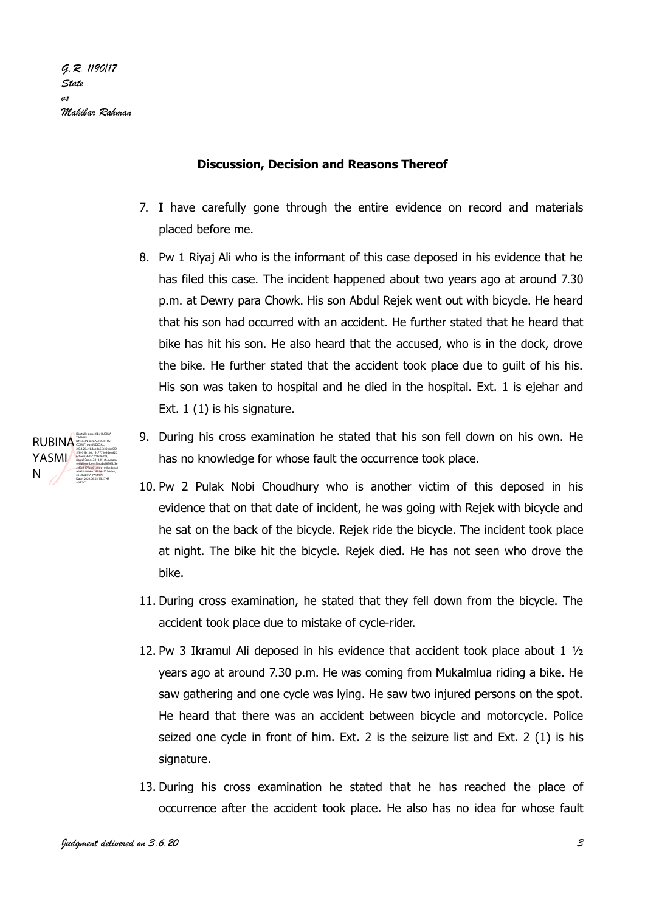## Discussion, Decision and Reasons Thereof

7. I have carefully gone through the entire evidence on record and materials placed before me.

8. Pw 1 Riyaj Ali who is the informant of this case deposed in his evidence that he has filed this case. The incident happened about two years ago at around 7.30 p.m. at Dewry para Chowk. His son Abdul Rejek went out with bicycle. He heard that his son had occurred with an accident. He further stated that he heard that bike has hit his son. He also heard that the accused, who is in the dock, drove the bike. He further stated that the accident took place due to guilt of his his. His son was taken to hospital and he died in the hospital. Ext. 1 is ejehar and Ext. 1 (1) is his signature.

9. During his cross examination he stated that his son fell down on his own. He has no knowledge for whose fault the occurrence took place.

10. Pw 2 Pulak Nobi Choudhury who is another victim of this deposed in his evidence that on that date of incident, he was going with Rejek with bicycle and he sat on the back of the bicycle. Rejek ride the bicycle. The incident took place at night. The bike hit the bicycle. Rejek died. He has not seen who drove the bike.

11. During cross examination, he stated that they fell down from the bicycle. The accident took place due to mistake of cycle-rider.

12. Pw 3 Ikramul Ali deposed in his evidence that accident took place about 1 ½ years ago at around 7.30 p.m. He was coming from Mukalmlua riding a bike. He saw gathering and one cycle was lying. He saw two injured persons on the spot. He heard that there was an accident between bicycle and motorcycle. Police seized one cycle in front of him. Ext. 2 is the seizure list and Ext. 2 (1) is his signature.

13. During his cross examination he stated that he has reached the place of occurrence after the accident took place. He also has no idea for whose fault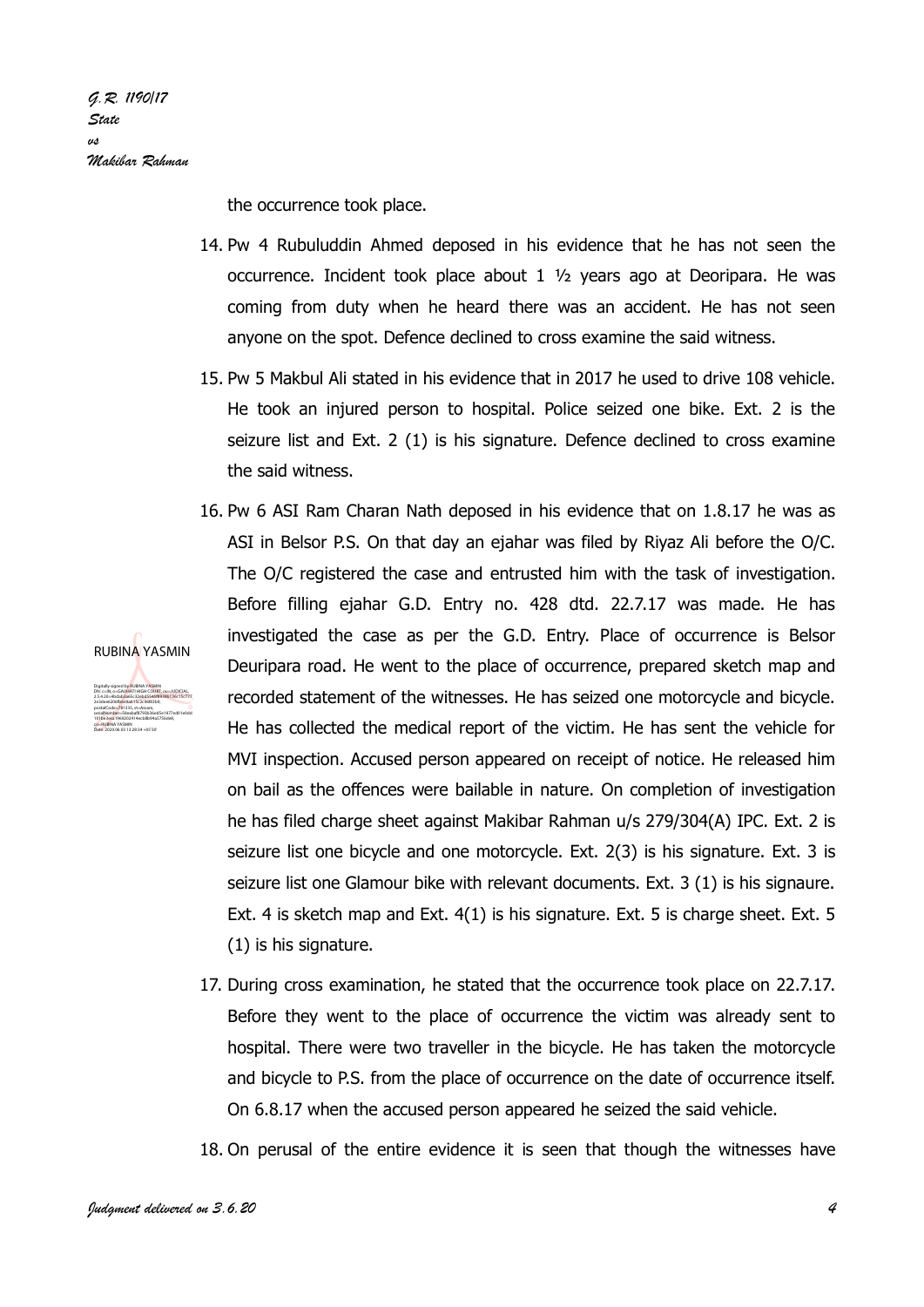the occurrence took place.

14. Pw 4 Rubuluddin Ahmed deposed in his evidence that he has not seen the occurrence. Incident took place about 1 ½ years ago at Deoripara. He was coming from duty when he heard there was an accident. He has not seen anyone on the spot. Defence declined to cross examine the said witness.

15. Pw 5 Makbul Ali stated in his evidence that in 2017 he used to drive 108 vehicle. He took an injured person to hospital. Police seized one bike. Ext. 2 is the seizure list and Ext. 2 (1) is his signature. Defence declined to cross examine the said witness.

16. Pw 6 ASI Ram Charan Nath deposed in his evidence that on 1.8.17 he was as ASI in Belsor P.S. On that day an ejahar was filed by Riyaz Ali before the O/C. The O/C registered the case and entrusted him with the task of investigation. Before filling ejahar G.D. Entry no. 428 dtd. 22.7.17 was made. He has investigated the case as per the G.D. Entry. Place of occurrence is Belsor Deuripara road. He went to the place of occurrence, prepared sketch map and recorded statement of the witnesses. He has seized one motorcycle and bicycle. He has collected the medical report of the victim. He has sent the vehicle for MVI inspection. Accused person appeared on receipt of notice. He released him on bail as the offences were bailable in nature. On completion of investigation he has filed charge sheet against Makibar Rahman u/s 279/304(A) IPC. Ext. 2 is seizure list one bicycle and one motorcycle. Ext. 2(3) is his signature. Ext. 3 is seizure list one Glamour bike with relevant documents. Ext. 3 (1) is his signaure. Ext. 4 is sketch map and Ext. 4(1) is his signature. Ext. 5 is charge sheet. Ext. 5 (1) is his signature.

17. During cross examination, he stated that the occurrence took place on 22.7.17. Before they went to the place of occurrence the victim was already sent to hospital. There were two traveller in the bicycle. He has taken the motorcycle and bicycle to P.S. from the place of occurrence on the date of occurrence itself. On 6.8.17 when the accused person appeared he seized the said vehicle.

18. On perusal of the entire evidence it is seen that though the witnesses have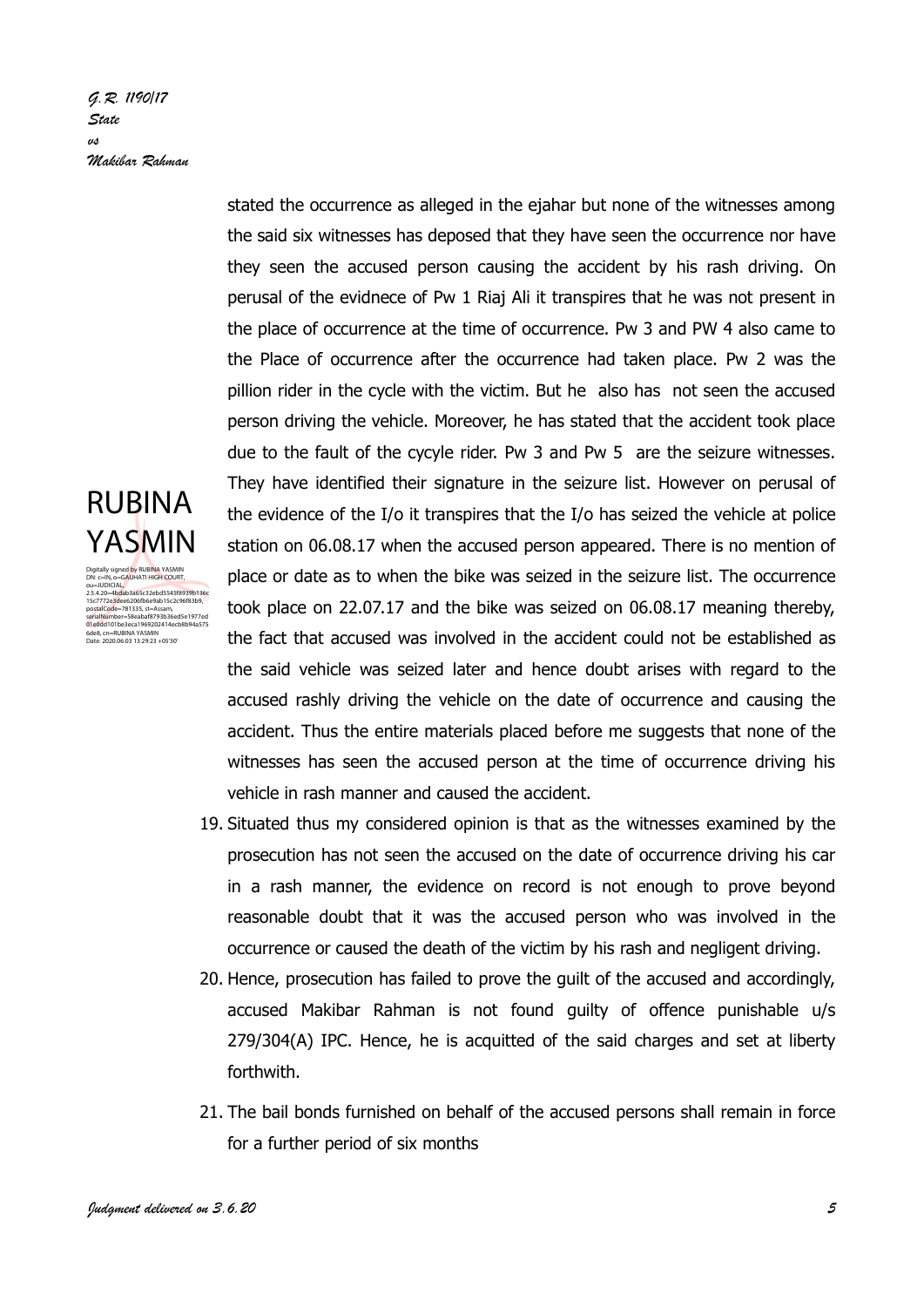stated the occurrence as alleged in the ejahar but none of the witnesses among the said six witnesses has deposed that they have seen the occurrence nor have they seen the accused person causing the accident by his rash driving. On perusal of the evidnece of Pw 1 Riaj Ali it transpires that he was not present in the place of occurrence at the time of occurrence. Pw 3 and PW 4 also came to the Place of occurrence after the occurrence had taken place. Pw 2 was the pillion rider in the cycle with the victim. But he also has not seen the accused person driving the vehicle. Moreover, he has stated that the accident took place due to the fault of the cycyle rider. Pw 3 and Pw 5 are the seizure witnesses. They have identified their signature in the seizure list. However on perusal of the evidence of the I/o it transpires that the I/o has seized the vehicle at police station on 06.08.17 when the accused person appeared. There is no mention of place or date as to when the bike was seized in the seizure list. The occurrence took place on 22.07.17 and the bike was seized on 06.08.17 meaning thereby, the fact that accused was involved in the accident could not be established as the said vehicle was seized later and hence doubt arises with regard to the accused rashly driving the vehicle on the date of occurrence and causing the accident. Thus the entire materials placed before me suggests that none of the witnesses has seen the accused person at the time of occurrence driving his vehicle in rash manner and caused the accident.

19. Situated thus my considered opinion is that as the witnesses examined by the prosecution has not seen the accused on the date of occurrence driving his car in a rash manner, the evidence on record is not enough to prove beyond reasonable doubt that it was the accused person who was involved in the occurrence or caused the death of the victim by his rash and negligent driving.

20. Hence, prosecution has failed to prove the guilt of the accused and accordingly, accused Makibar Rahman is not found guilty of offence punishable u/s 279/304(A) IPC. Hence, he is acquitted of the said charges and set at liberty forthwith.

21. The bail bonds furnished on behalf of the accused persons shall remain in force for a further period of six months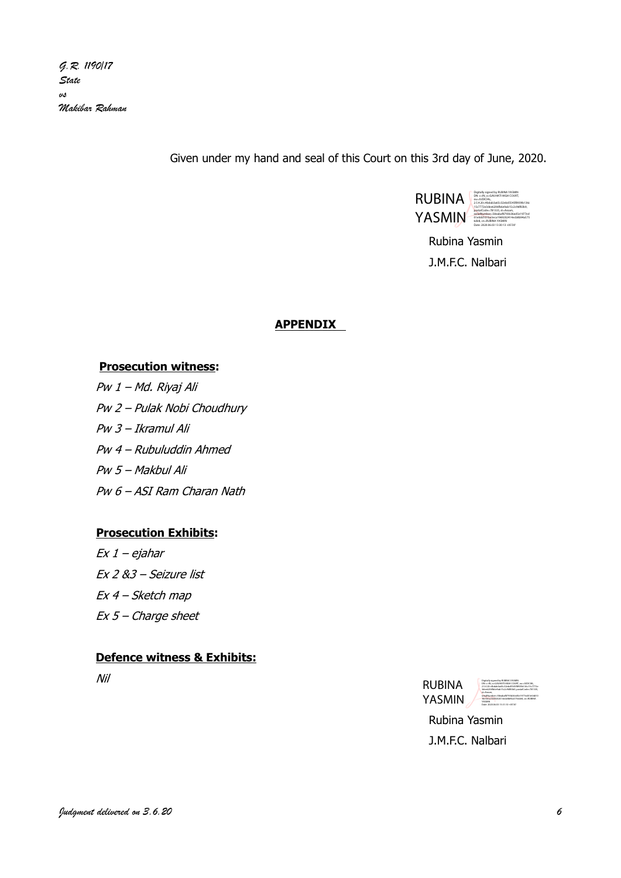Given under my hand and seal of this Court on this 3rd day of June, 2020.

RUBINA YASMIN

Rubina Yasmin

J.M.F.C. Nalbari

## APPENDIX

**Prosecution witness:**

*Pw 1 – Md. Riyaj Ali*

*Pw 2 – Pulak Nobi Choudhury*

*Pw 3 – Ikramul Ali*

*Pw 4 – Rubuluddin Ahmed*

*Pw 5 – Makbul Ali*

*Pw 6 – ASI Ram Charan Nath*

**Prosecution Exhibits:**

*Ex 1 – ejahar*

*Ex 2 &3 – Seizure list*

*Ex 4 – Sketch map*

*Ex 5 – Charge sheet*

**Defence witness & Exhibits:**

*Nil*

RUBINA YASMIN

Rubina Yasmin

J.M.F.C. Nalbari